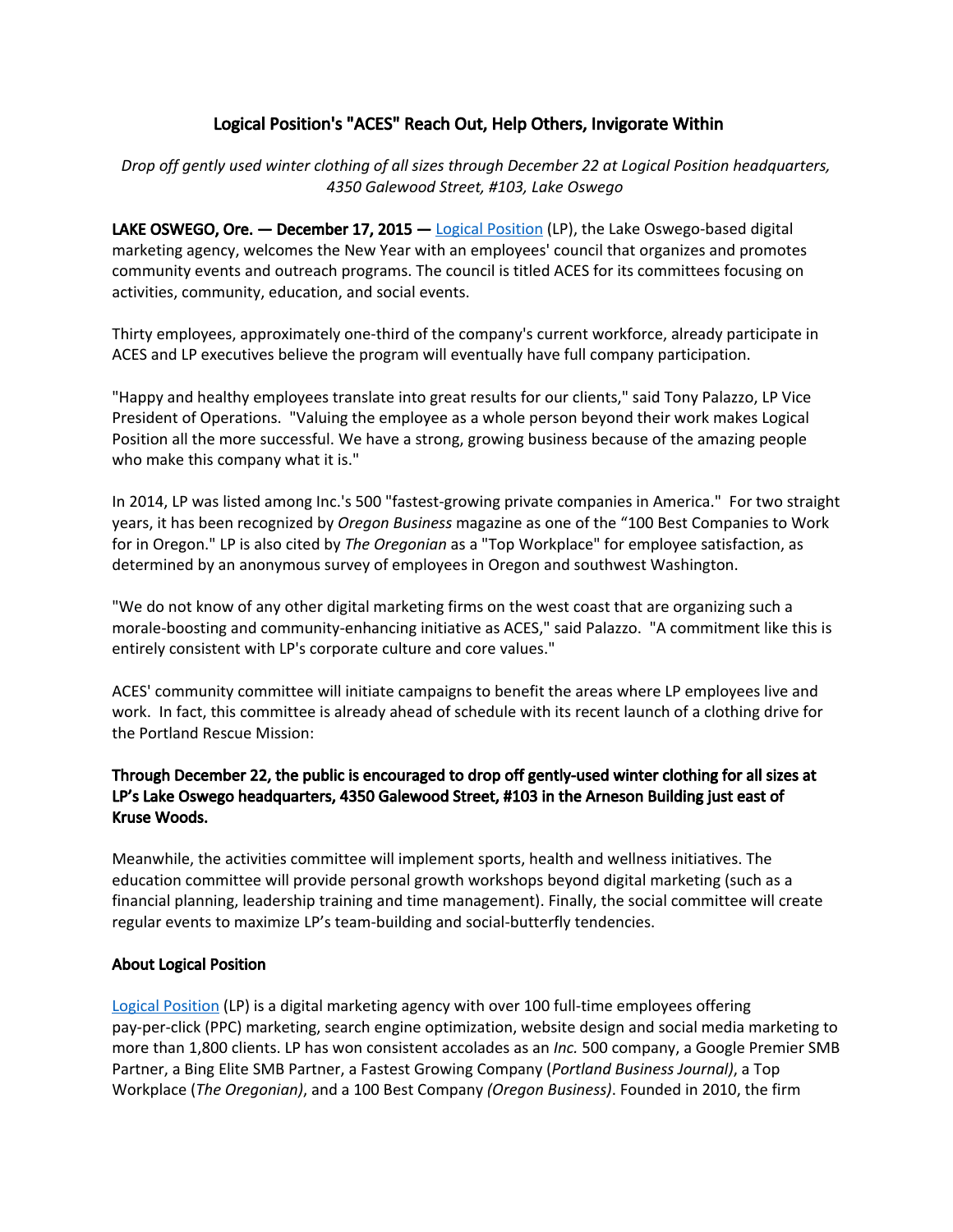# Logical Position's "ACES" Reach Out, Help Others, Invigorate Within

*Drop off gently used winter clothing of all sizes through December 22 at Logical Position headquarters, 4350 Galewood Street, #103, Lake Oswego*

**LAKE OSWEGO, Ore. — December 17, 2015 —** Logical Position (LP), the Lake Oswego-based digital marketing agency, welcomes the New Year with an employees' council that organizes and promotes community events and outreach programs. The council is titled ACES for its committees focusing on activities, community, education, and social events.

Thirty employees, approximately one-third of the company's current workforce, already participate in ACES and LP executives believe the program will eventually have full company participation.

"Happy and healthy employees translate into great results for our clients," said Tony Palazzo, LP Vice President of Operations. "Valuing the employee as a whole person beyond their work makes Logical Position all the more successful. We have a strong, growing business because of the amazing people who make this company what it is."

In 2014, LP was listed among Inc.'s 500 "fastest-growing private companies in America." For two straight years, it has been recognized by *Oregon Business* magazine as one of the "100 Best Companies to Work for in Oregon." LP is also cited by *The Oregonian* as a "Top Workplace" for employee satisfaction, as determined by an anonymous survey of employees in Oregon and southwest Washington.

"We do not know of any other digital marketing firms on the west coast that are organizing such a morale-boosting and community-enhancing initiative as ACES," said Palazzo. "A commitment like this is entirely consistent with LP's corporate culture and core values."

ACES' community committee will initiate campaigns to benefit the areas where LP employees live and work. In fact, this committee is already ahead of schedule with its recent launch of a clothing drive for the Portland Rescue Mission:

**Through December 22, the public is encouraged to drop off gently-used winter clothing for all sizes at LP's Lake Oswego headquarters, 4350 Galewood Street, #103 in the Arneson Building just east of Kruse Woods.**

Meanwhile, the activities committee will implement sports, health and wellness initiatives. The education committee will provide personal growth workshops beyond digital marketing (such as a financial planning, leadership training and time management). Finally, the social committee will create regular events to maximize LP's team-building and social-butterfly tendencies.

## About Logical Position

Logical Position (LP) is a digital marketing agency with over 100 full-time employees offering pay-per-click (PPC) marketing, search engine optimization, website design and social media marketing to more than 1,800 clients. LP has won consistent accolades as an *Inc.* 500 company, a Google Premier SMB Partner, a Bing Elite SMB Partner, a Fastest Growing Company (*Portland Business Journal)*, a Top Workplace (*The Oregonian)*, and a 100 Best Company *(Oregon Business)*. Founded in 2010, the firm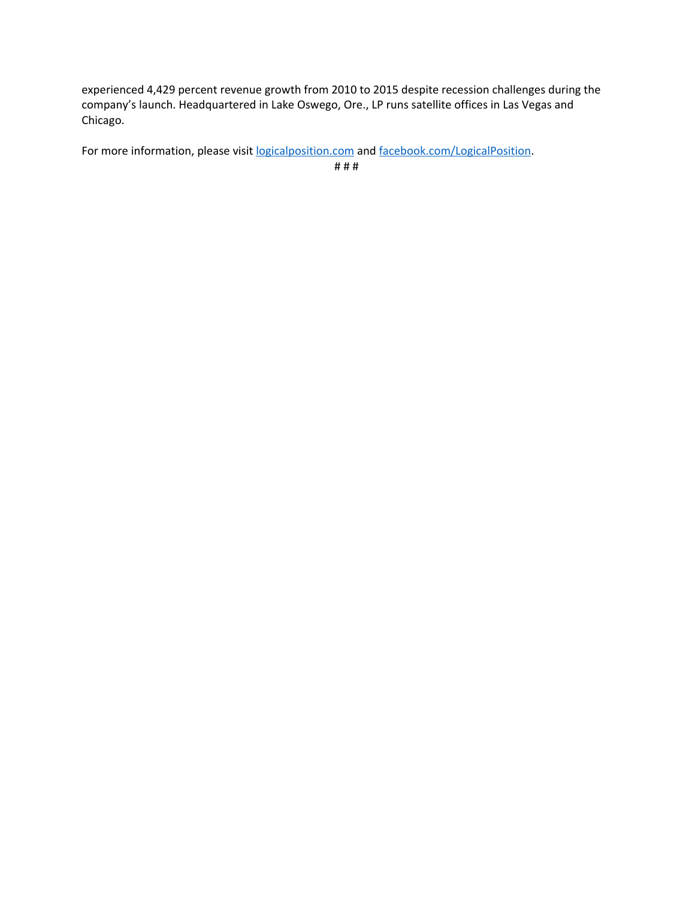experienced 4,429 percent revenue growth from 2010 to 2015 despite recession challenges during the company's launch. Headquartered in Lake Oswego, Ore., LP runs satellite offices in Las Vegas and Chicago.

For more information, please visit [logicalposition.com](logicalposition.com) and [facebook.com/LogicalPosition](facebook.com/LogicalPosition).

# # #